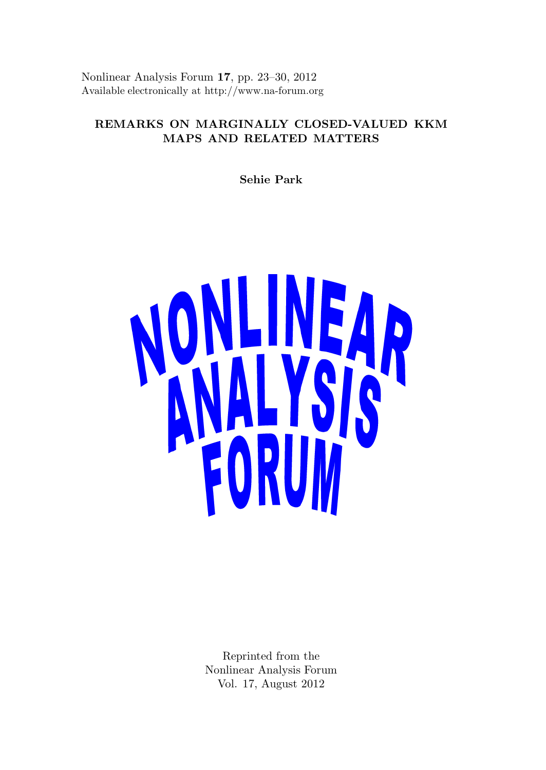Nonlinear Analysis Forum **17**, pp. 23–30, 2012
Available electronically at http://www.na-forum.org

# REMARKS ON MARGINALLY CLOSED-VALUED KKM MAPS AND RELATED MATTERS

**Sehie Park**

NONLINEAR ANALYSIS FORUM

Reprinted from the
Nonlinear Analysis Forum
Vol. 17, August 2012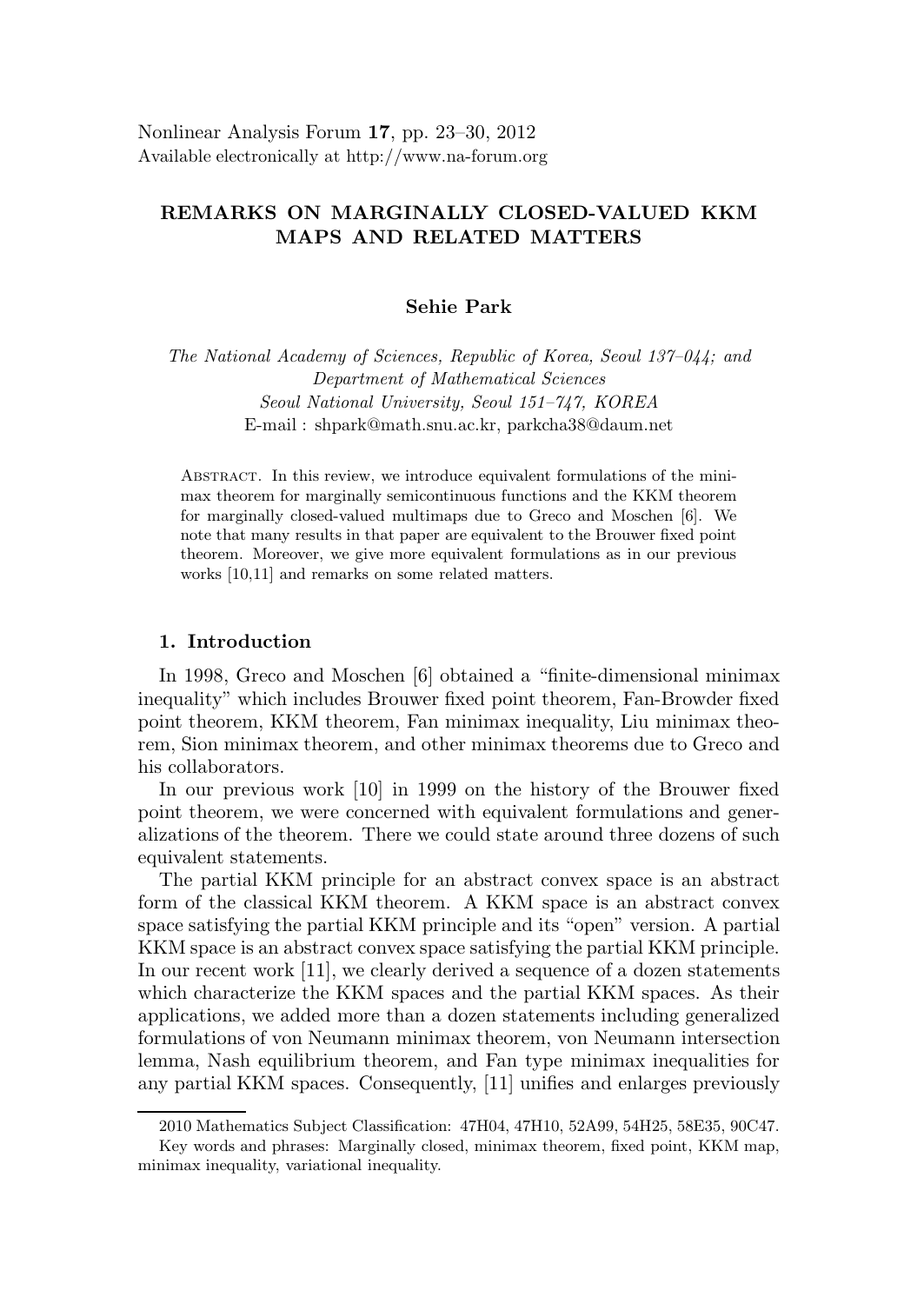Nonlinear Analysis Forum **17**, pp. 23–30, 2012
Available electronically at http://www.na-forum.org

# REMARKS ON MARGINALLY CLOSED-VALUED KKM MAPS AND RELATED MATTERS

**Sehie Park**

*The National Academy of Sciences, Republic of Korea, Seoul 137–044; and Department of Mathematical Sciences Seoul National University, Seoul 151–747, KOREA*
E-mail : shpark@math.snu.ac.kr, parkcha38@daum.net

Abstract. In this review, we introduce equivalent formulations of the minimax theorem for marginally semicontinuous functions and the KKM theorem for marginally closed-valued multimaps due to Greco and Moschen [6]. We note that many results in that paper are equivalent to the Brouwer fixed point theorem. Moreover, we give more equivalent formulations as in our previous works [10,11] and remarks on some related matters.

## 1. Introduction

In 1998, Greco and Moschen [6] obtained a "finite-dimensional minimax inequality" which includes Brouwer fixed point theorem, Fan-Browder fixed point theorem, KKM theorem, Fan minimax inequality, Liu minimax theorem, Sion minimax theorem, and other minimax theorems due to Greco and his collaborators.

In our previous work [10] in 1999 on the history of the Brouwer fixed point theorem, we were concerned with equivalent formulations and generalizations of the theorem. There we could state around three dozens of such equivalent statements.

The partial KKM principle for an abstract convex space is an abstract form of the classical KKM theorem. A KKM space is an abstract convex space satisfying the partial KKM principle and its "open" version. A partial KKM space is an abstract convex space satisfying the partial KKM principle. In our recent work [11], we clearly derived a sequence of a dozen statements which characterize the KKM spaces and the partial KKM spaces. As their applications, we added more than a dozen statements including generalized formulations of von Neumann minimax theorem, von Neumann intersection lemma, Nash equilibrium theorem, and Fan type minimax inequalities for any partial KKM spaces. Consequently, [11] unifies and enlarges previously

---

2010 Mathematics Subject Classification: 47H04, 47H10, 52A99, 54H25, 58E35, 90C47.
Key words and phrases: Marginally closed, minimax theorem, fixed point, KKM map, minimax inequality, variational inequality.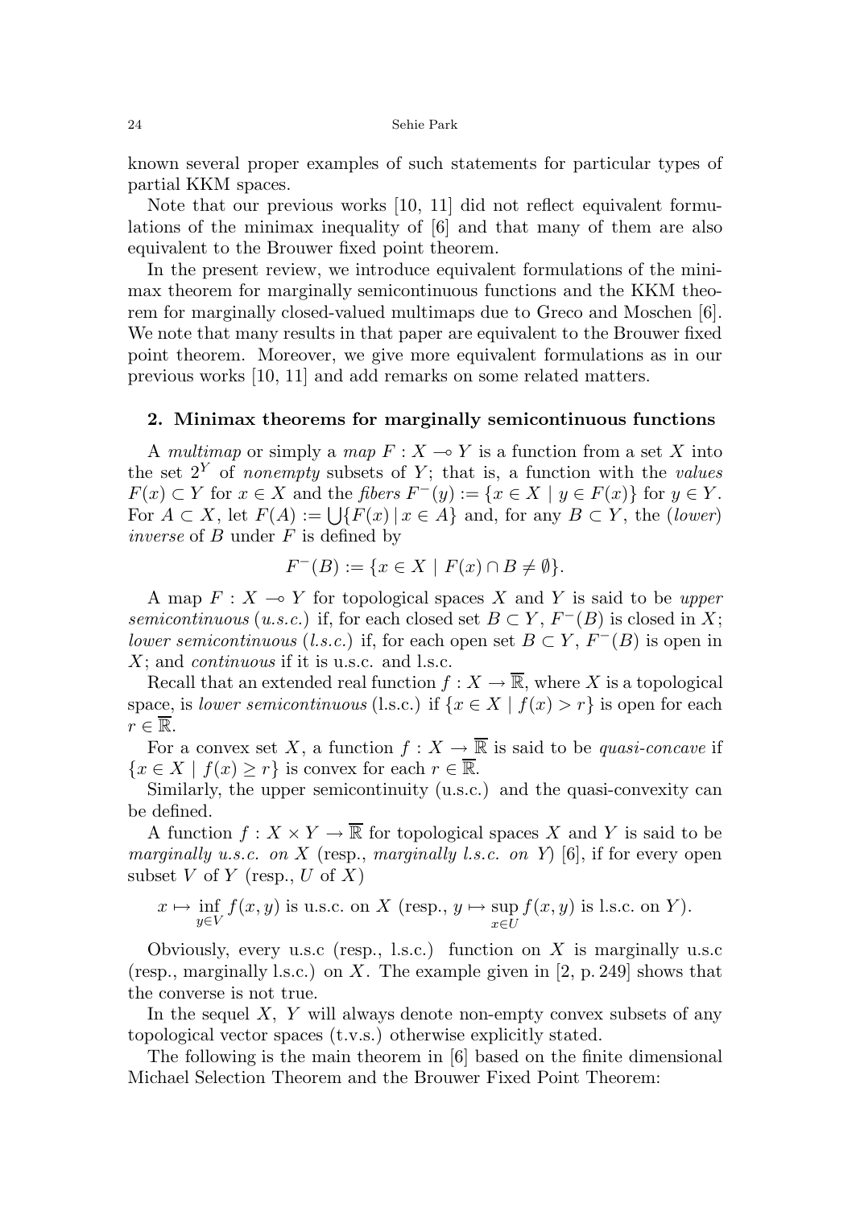known several proper examples of such statements for particular types of partial KKM spaces.

Note that our previous works [10, 11] did not reflect equivalent formulations of the minimax inequality of [6] and that many of them are also equivalent to the Brouwer fixed point theorem.

In the present review, we introduce equivalent formulations of the minimax theorem for marginally semicontinuous functions and the KKM theorem for marginally closed-valued multimaps due to Greco and Moschen [6]. We note that many results in that paper are equivalent to the Brouwer fixed point theorem. Moreover, we give more equivalent formulations as in our previous works [10, 11] and add remarks on some related matters.

## 2. Minimax theorems for marginally semicontinuous functions

A *multimap* or simply a *map* $F : X \multimap Y$ is a function from a set $X$ into the set $2^Y$ of *nonempty* subsets of $Y$; that is, a function with the *values* $F(x) \subset Y$ for $x \in X$ and the *fibers* $F^-(y) := \{x \in X \mid y \in F(x)\}$ for $y \in Y$. For $A \subset X$, let $F(A) := \bigcup\{F(x) \,|\, x \in A\}$ and, for any $B \subset Y$, the (*lower*) *inverse* of $B$ under $F$ is defined by

$$F^-(B) := \{x \in X \mid F(x) \cap B \neq \emptyset\}.$$

A map $F : X \multimap Y$ for topological spaces $X$ and $Y$ is said to be *upper semicontinuous* (*u.s.c.*) if, for each closed set $B \subset Y$, $F^-(B)$ is closed in $X$; *lower semicontinuous* (*l.s.c.*) if, for each open set $B \subset Y$, $F^-(B)$ is open in $X$; and *continuous* if it is u.s.c. and l.s.c.

Recall that an extended real function $f : X \to \overline{\mathbb{R}}$, where $X$ is a topological space, is *lower semicontinuous* (l.s.c.) if $\{x \in X \mid f(x) > r\}$ is open for each $r \in \overline{\mathbb{R}}$.

For a convex set $X$, a function $f : X \to \overline{\mathbb{R}}$ is said to be *quasi-concave* if $\{x \in X \mid f(x) \geq r\}$ is convex for each $r \in \overline{\mathbb{R}}$.

Similarly, the upper semicontinuity (u.s.c.) and the quasi-convexity can be defined.

A function $f : X \times Y \to \overline{\mathbb{R}}$ for topological spaces $X$ and $Y$ is said to be *marginally u.s.c. on* $X$ (resp., *marginally l.s.c. on* $Y$) [6], if for every open subset $V$ of $Y$ (resp., $U$ of $X$)

$$x \mapsto \inf_{y \in V} f(x,y) \text{ is u.s.c. on } X \text{ (resp., } y \mapsto \sup_{x \in U} f(x,y) \text{ is l.s.c. on } Y).$$

Obviously, every u.s.c (resp., l.s.c.) function on $X$ is marginally u.s.c (resp., marginally l.s.c.) on $X$. The example given in [2, p. 249] shows that the converse is not true.

In the sequel $X$, $Y$ will always denote non-empty convex subsets of any topological vector spaces (t.v.s.) otherwise explicitly stated.

The following is the main theorem in [6] based on the finite dimensional Michael Selection Theorem and the Brouwer Fixed Point Theorem: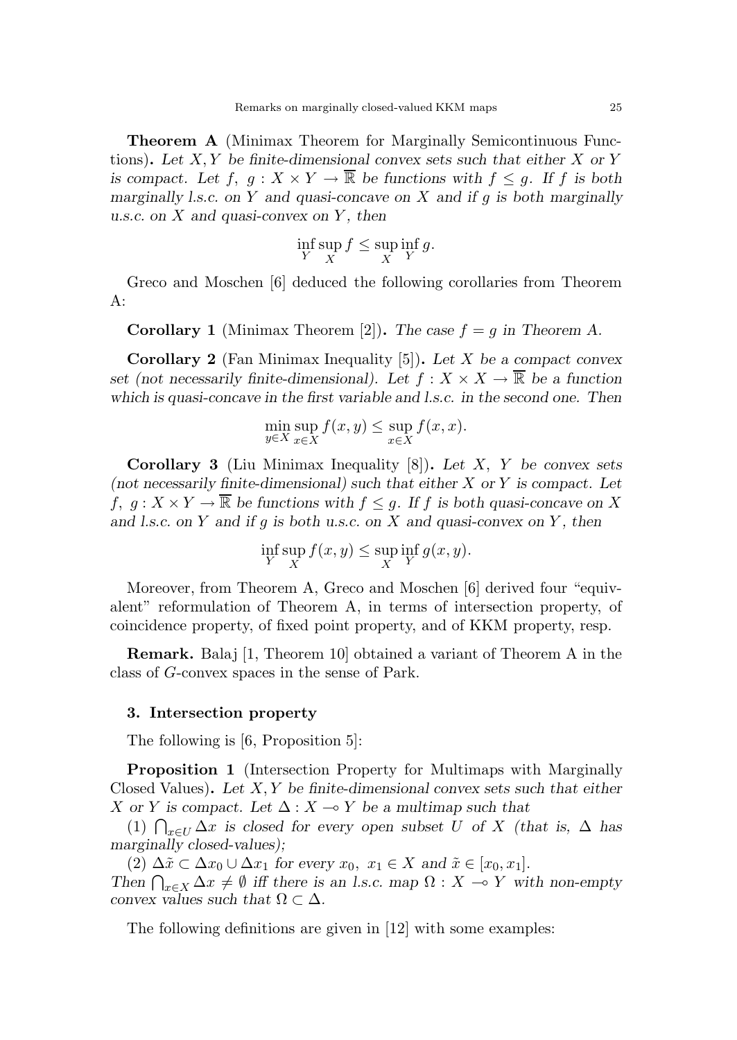**Theorem A** (Minimax Theorem for Marginally Semicontinuous Functions). *Let $X, Y$ be finite-dimensional convex sets such that either $X$ or $Y$ is compact. Let $f,\ g : X \times Y \to \overline{\mathbb{R}}$ be functions with $f \leq g$. If $f$ is both marginally l.s.c. on $Y$ and quasi-concave on $X$ and if $g$ is both marginally u.s.c. on $X$ and quasi-convex on $Y$, then*

$$\inf_Y \sup_X f \leq \sup_X \inf_Y g.$$

Greco and Moschen [6] deduced the following corollaries from Theorem A:

**Corollary 1** (Minimax Theorem [2]). *The case $f = g$ in Theorem A.*

**Corollary 2** (Fan Minimax Inequality [5]). *Let $X$ be a compact convex set (not necessarily finite-dimensional). Let $f : X \times X \to \overline{\mathbb{R}}$ be a function which is quasi-concave in the first variable and l.s.c. in the second one. Then*

$$\min_{y \in X} \sup_{x \in X} f(x, y) \leq \sup_{x \in X} f(x, x).$$

**Corollary 3** (Liu Minimax Inequality [8]). *Let $X$, $Y$ be convex sets (not necessarily finite-dimensional) such that either $X$ or $Y$ is compact. Let $f,\ g : X \times Y \to \overline{\mathbb{R}}$ be functions with $f \leq g$. If $f$ is both quasi-concave on $X$ and l.s.c. on $Y$ and if $g$ is both u.s.c. on $X$ and quasi-convex on $Y$, then*

$$\inf_Y \sup_X f(x, y) \leq \sup_X \inf_Y g(x, y).$$

Moreover, from Theorem A, Greco and Moschen [6] derived four "equivalent" reformulation of Theorem A, in terms of intersection property, of coincidence property, of fixed point property, and of KKM property, resp.

**Remark.** Balaj [1, Theorem 10] obtained a variant of Theorem A in the class of $G$-convex spaces in the sense of Park.

### 3. Intersection property

The following is [6, Proposition 5]:

**Proposition 1** (Intersection Property for Multimaps with Marginally Closed Values). *Let $X, Y$ be finite-dimensional convex sets such that either $X$ or $Y$ is compact. Let $\Delta : X \multimap Y$ be a multimap such that*

*(1) $\bigcap_{x \in U} \Delta x$ is closed for every open subset $U$ of $X$ (that is, $\Delta$ has marginally closed-values);*

*(2) $\Delta \tilde{x} \subset \Delta x_0 \cup \Delta x_1$ for every $x_0,\ x_1 \in X$ and $\tilde{x} \in [x_0, x_1]$.*

*Then $\bigcap_{x \in X} \Delta x \neq \emptyset$ iff there is an l.s.c. map $\Omega : X \multimap Y$ with non-empty convex values such that $\Omega \subset \Delta$.*

The following definitions are given in [12] with some examples: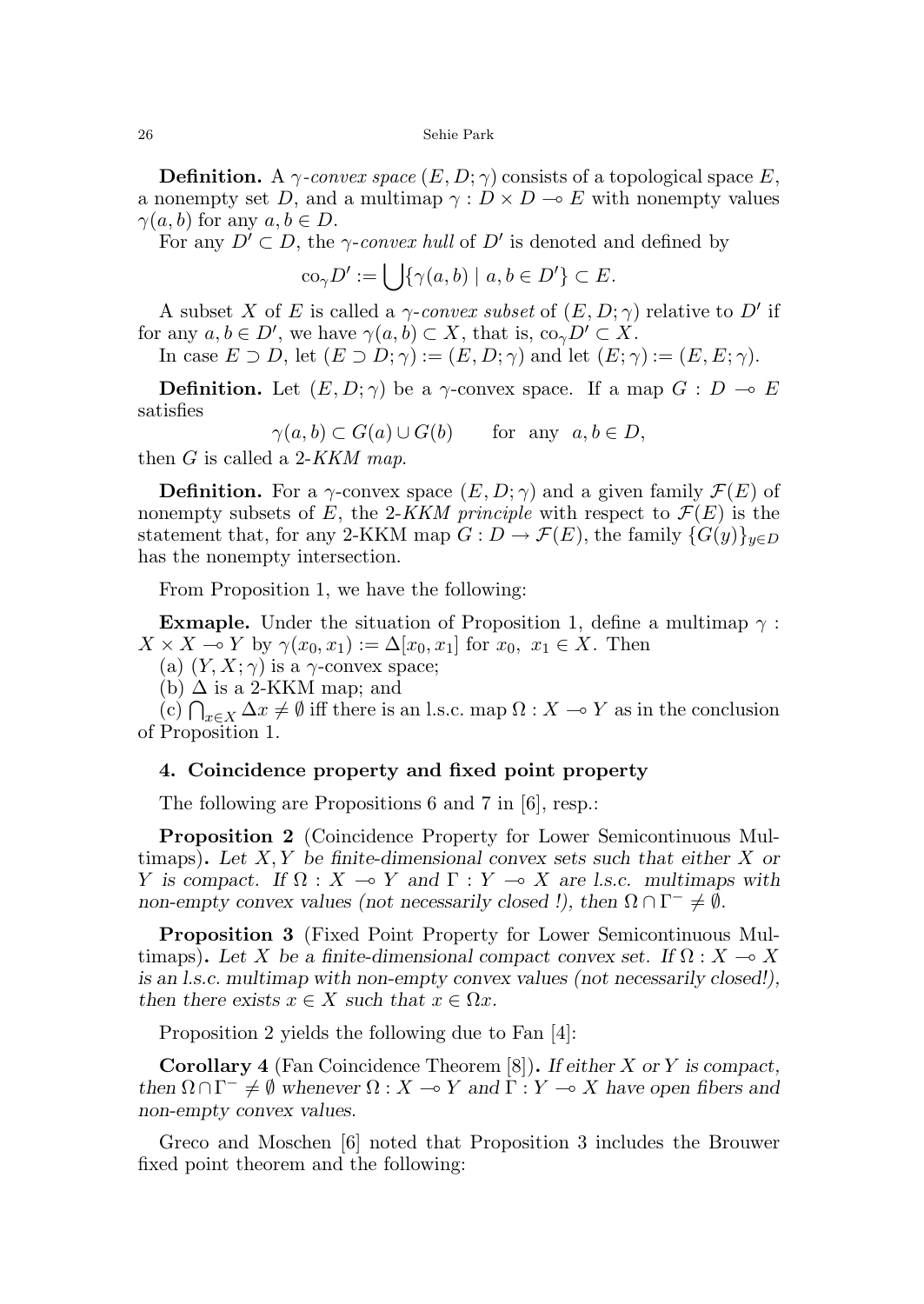**Definition.** A *$\gamma$-convex space* $(E, D; \gamma)$ consists of a topological space $E$, a nonempty set $D$, and a multimap $\gamma : D \times D \multimap E$ with nonempty values $\gamma(a, b)$ for any $a, b \in D$.

For any $D' \subset D$, the *$\gamma$-convex hull* of $D'$ is denoted and defined by

$$\mathrm{co}_\gamma D' := \bigcup \{\gamma(a, b) \mid a, b \in D'\} \subset E.$$

A subset $X$ of $E$ is called a *$\gamma$-convex subset* of $(E, D; \gamma)$ relative to $D'$ if for any $a, b \in D'$, we have $\gamma(a, b) \subset X$, that is, $\mathrm{co}_\gamma D' \subset X$.

In case $E \supset D$, let $(E \supset D; \gamma) := (E, D; \gamma)$ and let $(E; \gamma) := (E, E; \gamma)$.

**Definition.** Let $(E, D; \gamma)$ be a $\gamma$-convex space. If a map $G : D \multimap E$ satisfies

$$\gamma(a, b) \subset G(a) \cup G(b) \qquad \text{for any} \quad a, b \in D,$$

then $G$ is called a 2-*KKM map*.

**Definition.** For a $\gamma$-convex space $(E, D; \gamma)$ and a given family $\mathcal{F}(E)$ of nonempty subsets of $E$, the 2-*KKM principle* with respect to $\mathcal{F}(E)$ is the statement that, for any 2-KKM map $G : D \to \mathcal{F}(E)$, the family $\{G(y)\}_{y \in D}$ has the nonempty intersection.

From Proposition 1, we have the following:

**Exmaple.** Under the situation of Proposition 1, define a multimap $\gamma : X \times X \multimap Y$ by $\gamma(x_0, x_1) := \Delta[x_0, x_1]$ for $x_0,\ x_1 \in X$. Then

(a) $(Y, X; \gamma)$ is a $\gamma$-convex space;

(b) $\Delta$ is a 2-KKM map; and

(c) $\bigcap_{x \in X} \Delta x \neq \emptyset$ iff there is an l.s.c. map $\Omega : X \multimap Y$ as in the conclusion of Proposition 1.

## 4. Coincidence property and fixed point property

The following are Propositions 6 and 7 in [6], resp.:

**Proposition 2** (Coincidence Property for Lower Semicontinuous Multimaps)**.** *Let $X, Y$ be finite-dimensional convex sets such that either $X$ or $Y$ is compact. If $\Omega : X \multimap Y$ and $\Gamma : Y \multimap X$ are l.s.c. multimaps with non-empty convex values (not necessarily closed !), then $\Omega \cap \Gamma^- \neq \emptyset$.*

**Proposition 3** (Fixed Point Property for Lower Semicontinuous Multimaps)**.** *Let $X$ be a finite-dimensional compact convex set. If $\Omega : X \multimap X$ is an l.s.c. multimap with non-empty convex values (not necessarily closed!), then there exists $x \in X$ such that $x \in \Omega x$.*

Proposition 2 yields the following due to Fan [4]:

**Corollary 4** (Fan Coincidence Theorem [8])**.** *If either $X$ or $Y$ is compact, then $\Omega \cap \Gamma^- \neq \emptyset$ whenever $\Omega : X \multimap Y$ and $\Gamma : Y \multimap X$ have open fibers and non-empty convex values.*

Greco and Moschen [6] noted that Proposition 3 includes the Brouwer fixed point theorem and the following: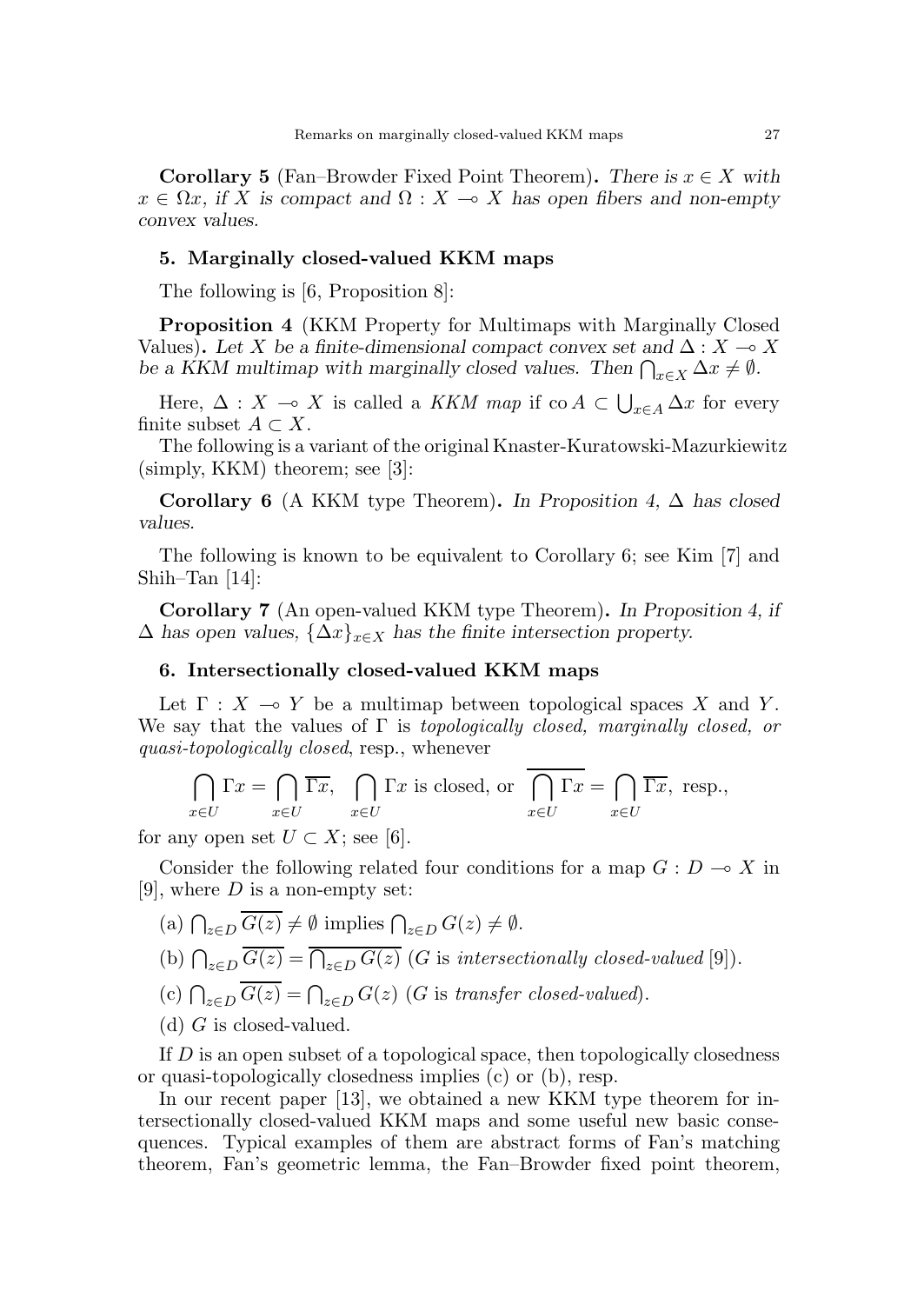**Corollary 5** (Fan–Browder Fixed Point Theorem)**.** *There is $x \in X$ with $x \in \Omega x$, if $X$ is compact and $\Omega : X \multimap X$ has open fibers and non-empty convex values.*

## 5. Marginally closed-valued KKM maps

The following is [6, Proposition 8]:

**Proposition 4** (KKM Property for Multimaps with Marginally Closed Values)**.** *Let $X$ be a finite-dimensional compact convex set and $\Delta : X \multimap X$ be a KKM multimap with marginally closed values. Then $\bigcap_{x \in X} \Delta x \neq \emptyset$.*

Here, $\Delta : X \multimap X$ is called a *KKM map* if $\operatorname{co} A \subset \bigcup_{x \in A} \Delta x$ for every finite subset $A \subset X$.

The following is a variant of the original Knaster-Kuratowski-Mazurkiewitz (simply, KKM) theorem; see [3]:

**Corollary 6** (A KKM type Theorem)**.** *In Proposition 4, $\Delta$ has closed values.*

The following is known to be equivalent to Corollary 6; see Kim [7] and Shih–Tan [14]:

**Corollary 7** (An open-valued KKM type Theorem)**.** *In Proposition 4, if $\Delta$ has open values, $\{\Delta x\}_{x \in X}$ has the finite intersection property.*

## 6. Intersectionally closed-valued KKM maps

Let $\Gamma : X \multimap Y$ be a multimap between topological spaces $X$ and $Y$. We say that the values of $\Gamma$ is *topologically closed, marginally closed, or quasi-topologically closed*, resp., whenever

$$\bigcap_{x \in U} \Gamma x = \bigcap_{x \in U} \overline{\Gamma x}, \quad \bigcap_{x \in U} \Gamma x \text{ is closed, or } \overline{\bigcap_{x \in U} \Gamma x} = \bigcap_{x \in U} \overline{\Gamma x}, \text{ resp.,}$$

for any open set $U \subset X$; see [6].

Consider the following related four conditions for a map $G : D \multimap X$ in [9], where $D$ is a non-empty set:

(a) $\bigcap_{z \in D} \overline{G(z)} \neq \emptyset$ implies $\bigcap_{z \in D} G(z) \neq \emptyset$.

(b) $\bigcap_{z \in D} \overline{G(z)} = \overline{\bigcap_{z \in D} G(z)}$ ($G$ is *intersectionally closed-valued* [9]).

(c) $\bigcap_{z \in D} \overline{G(z)} = \bigcap_{z \in D} G(z)$ ($G$ is *transfer closed-valued*).

(d) $G$ is closed-valued.

If $D$ is an open subset of a topological space, then topologically closedness or quasi-topologically closedness implies (c) or (b), resp.

In our recent paper [13], we obtained a new KKM type theorem for intersectionally closed-valued KKM maps and some useful new basic consequences. Typical examples of them are abstract forms of Fan's matching theorem, Fan's geometric lemma, the Fan–Browder fixed point theorem,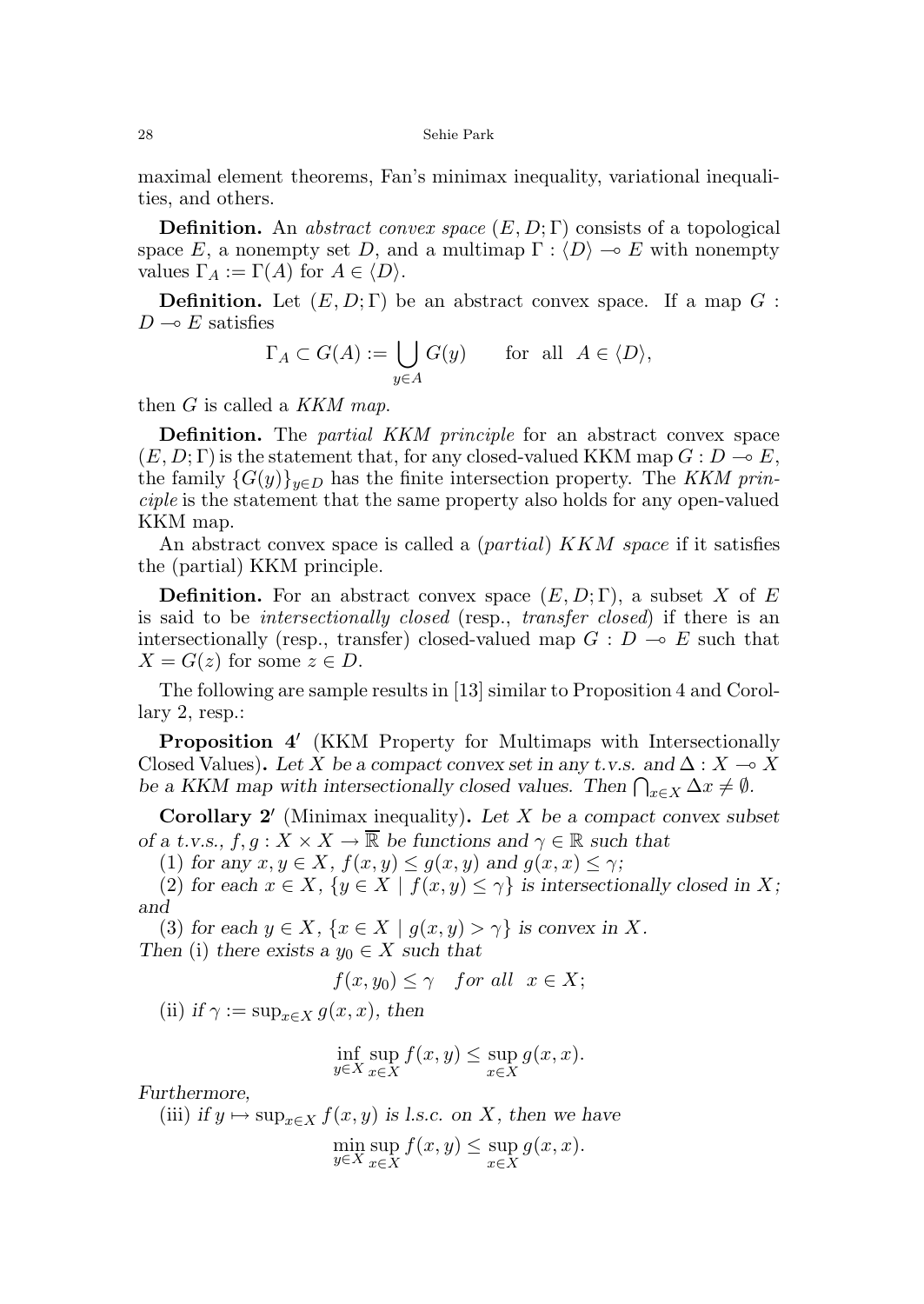maximal element theorems, Fan's minimax inequality, variational inequalities, and others.

**Definition.** An *abstract convex space* $(E, D; \Gamma)$ consists of a topological space $E$, a nonempty set $D$, and a multimap $\Gamma : \langle D \rangle \multimap E$ with nonempty values $\Gamma_A := \Gamma(A)$ for $A \in \langle D \rangle$.

**Definition.** Let $(E, D; \Gamma)$ be an abstract convex space. If a map $G : D \multimap E$ satisfies

$$\Gamma_A \subset G(A) := \bigcup_{y \in A} G(y) \qquad \text{for all} \quad A \in \langle D \rangle,$$

then $G$ is called a *KKM map*.

**Definition.** The *partial KKM principle* for an abstract convex space $(E, D; \Gamma)$ is the statement that, for any closed-valued KKM map $G : D \multimap E$, the family $\{G(y)\}_{y \in D}$ has the finite intersection property. The *KKM principle* is the statement that the same property also holds for any open-valued KKM map.

An abstract convex space is called a (*partial*) *KKM space* if it satisfies the (partial) KKM principle.

**Definition.** For an abstract convex space $(E, D; \Gamma)$, a subset $X$ of $E$ is said to be *intersectionally closed* (resp., *transfer closed*) if there is an intersectionally (resp., transfer) closed-valued map $G : D \multimap E$ such that $X = G(z)$ for some $z \in D$.

The following are sample results in [13] similar to Proposition 4 and Corollary 2, resp.:

**Proposition 4′** (KKM Property for Multimaps with Intersectionally Closed Values). *Let $X$ be a compact convex set in any t.v.s. and $\Delta : X \multimap X$ be a KKM map with intersectionally closed values. Then $\bigcap_{x \in X} \Delta x \neq \emptyset$.*

**Corollary 2′** (Minimax inequality). *Let $X$ be a compact convex subset of a t.v.s., $f, g : X \times X \to \overline{\mathbb{R}}$ be functions and $\gamma \in \mathbb{R}$ such that*

(1) *for any $x, y \in X$, $f(x, y) \leq g(x, y)$ and $g(x, x) \leq \gamma$;*

(2) *for each $x \in X$, $\{y \in X \mid f(x, y) \leq \gamma\}$ is intersectionally closed in $X$; and*

(3) *for each $y \in X$, $\{x \in X \mid g(x, y) > \gamma\}$ is convex in $X$.*

*Then* (i) *there exists a $y_0 \in X$ such that*

$$f(x, y_0) \leq \gamma \quad \textit{for all} \quad x \in X;$$

(ii) *if $\gamma := \sup_{x \in X} g(x, x)$, then*

$$\inf_{y \in X} \sup_{x \in X} f(x, y) \leq \sup_{x \in X} g(x, x).$$

*Furthermore,*

(iii) *if $y \mapsto \sup_{x \in X} f(x, y)$ is l.s.c. on $X$, then we have*

$$\min_{y \in X} \sup_{x \in X} f(x, y) \leq \sup_{x \in X} g(x, x).$$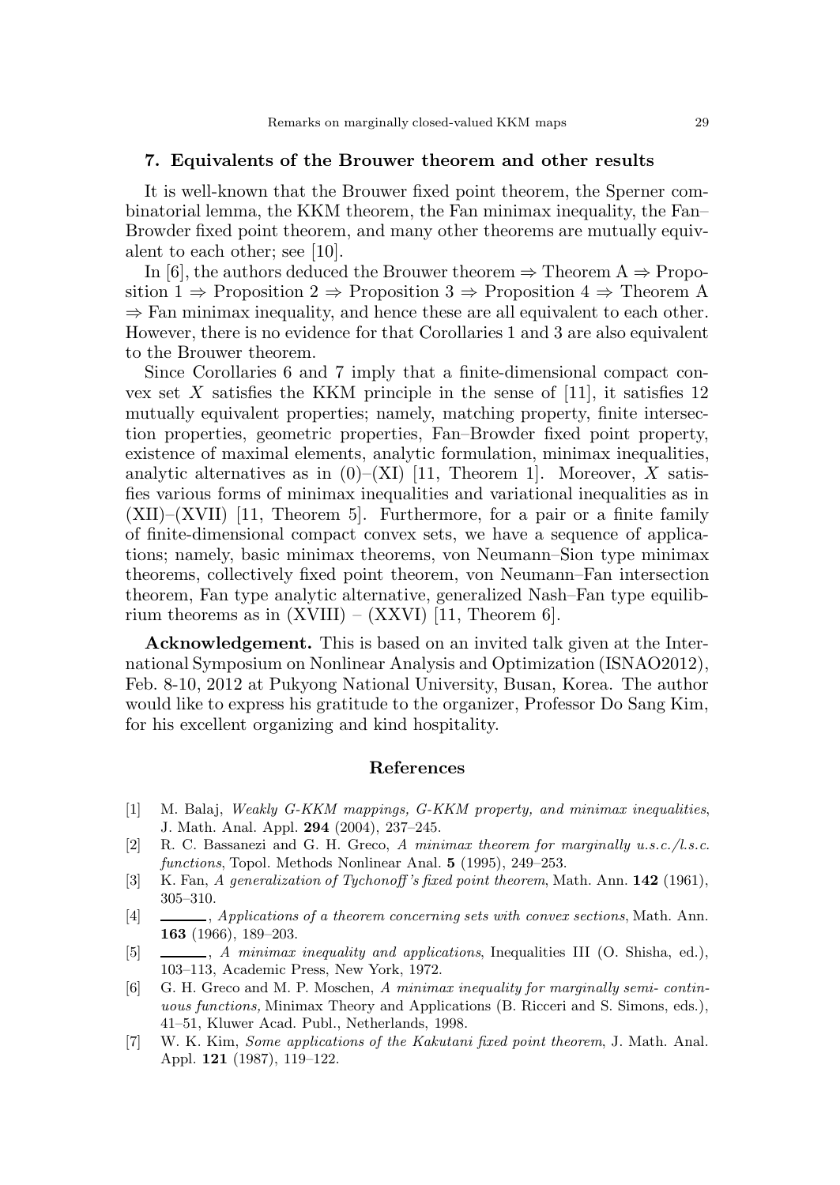## 7. Equivalents of the Brouwer theorem and other results

It is well-known that the Brouwer fixed point theorem, the Sperner combinatorial lemma, the KKM theorem, the Fan minimax inequality, the Fan–Browder fixed point theorem, and many other theorems are mutually equivalent to each other; see [10].

In [6], the authors deduced the Brouwer theorem ⇒ Theorem A ⇒ Proposition 1 ⇒ Proposition 2 ⇒ Proposition 3 ⇒ Proposition 4 ⇒ Theorem A ⇒ Fan minimax inequality, and hence these are all equivalent to each other. However, there is no evidence for that Corollaries 1 and 3 are also equivalent to the Brouwer theorem.

Since Corollaries 6 and 7 imply that a finite-dimensional compact convex set $X$ satisfies the KKM principle in the sense of [11], it satisfies 12 mutually equivalent properties; namely, matching property, finite intersection properties, geometric properties, Fan–Browder fixed point property, existence of maximal elements, analytic formulation, minimax inequalities, analytic alternatives as in (0)–(XI) [11, Theorem 1]. Moreover, $X$ satisfies various forms of minimax inequalities and variational inequalities as in (XII)–(XVII) [11, Theorem 5]. Furthermore, for a pair or a finite family of finite-dimensional compact convex sets, we have a sequence of applications; namely, basic minimax theorems, von Neumann–Sion type minimax theorems, collectively fixed point theorem, von Neumann–Fan intersection theorem, Fan type analytic alternative, generalized Nash–Fan type equilibrium theorems as in (XVIII) – (XXVI) [11, Theorem 6].

**Acknowledgement.** This is based on an invited talk given at the International Symposium on Nonlinear Analysis and Optimization (ISNAO2012), Feb. 8-10, 2012 at Pukyong National University, Busan, Korea. The author would like to express his gratitude to the organizer, Professor Do Sang Kim, for his excellent organizing and kind hospitality.

## References

[1] M. Balaj, *Weakly G-KKM mappings, G-KKM property, and minimax inequalities*, J. Math. Anal. Appl. **294** (2004), 237–245.

[2] R. C. Bassanezi and G. H. Greco, *A minimax theorem for marginally u.s.c./l.s.c. functions*, Topol. Methods Nonlinear Anal. **5** (1995), 249–253.

[3] K. Fan, *A generalization of Tychonoff's fixed point theorem*, Math. Ann. **142** (1961), 305–310.

[4] ———, *Applications of a theorem concerning sets with convex sections*, Math. Ann. **163** (1966), 189–203.

[5] ———, *A minimax inequality and applications*, Inequalities III (O. Shisha, ed.), 103–113, Academic Press, New York, 1972.

[6] G. H. Greco and M. P. Moschen, *A minimax inequality for marginally semi- continuous functions,* Minimax Theory and Applications (B. Ricceri and S. Simons, eds.), 41–51, Kluwer Acad. Publ., Netherlands, 1998.

[7] W. K. Kim, *Some applications of the Kakutani fixed point theorem*, J. Math. Anal. Appl. **121** (1987), 119–122.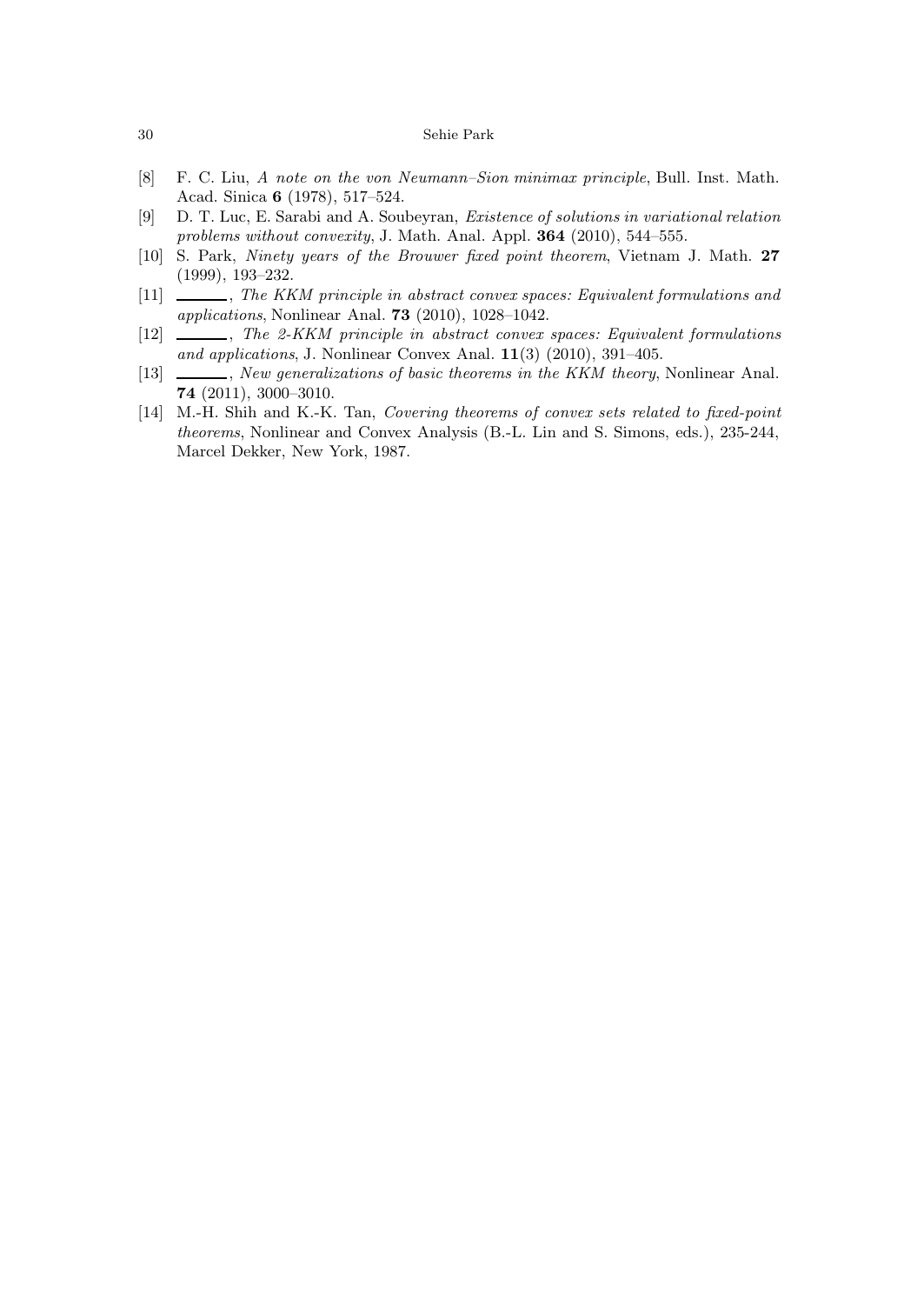[8] F. C. Liu, *A note on the von Neumann–Sion minimax principle*, Bull. Inst. Math. Acad. Sinica **6** (1978), 517–524.

[9] D. T. Luc, E. Sarabi and A. Soubeyran, *Existence of solutions in variational relation problems without convexity*, J. Math. Anal. Appl. **364** (2010), 544–555.

[10] S. Park, *Ninety years of the Brouwer fixed point theorem*, Vietnam J. Math. **27** (1999), 193–232.

[11] ______, *The KKM principle in abstract convex spaces: Equivalent formulations and applications*, Nonlinear Anal. **73** (2010), 1028–1042.

[12] ______, *The 2-KKM principle in abstract convex spaces: Equivalent formulations and applications*, J. Nonlinear Convex Anal. **11**(3) (2010), 391–405.

[13] ______, *New generalizations of basic theorems in the KKM theory*, Nonlinear Anal. **74** (2011), 3000–3010.

[14] M.-H. Shih and K.-K. Tan, *Covering theorems of convex sets related to fixed-point theorems*, Nonlinear and Convex Analysis (B.-L. Lin and S. Simons, eds.), 235-244, Marcel Dekker, New York, 1987.